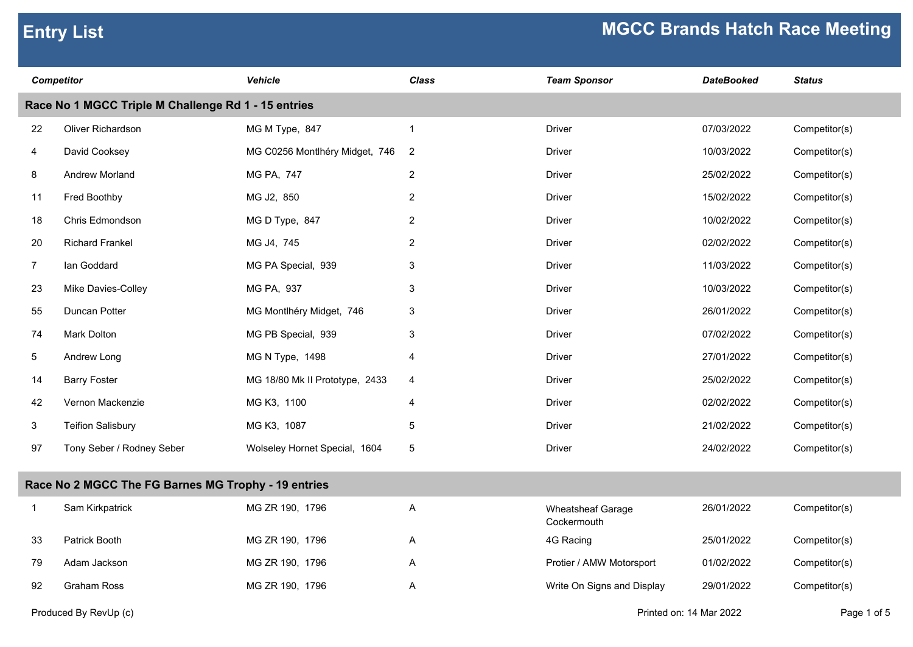# Entry List

## MGCC Brands Hatch Race Meeting

| | Competitor | Vehicle | Class | Team Sponsor | DateBooked | Status |
|---|---|---|---|---|---|---|
| **Race No 1 MGCC Triple M Challenge Rd 1 - 15 entries** | | | | | | |
| 22 | Oliver Richardson | MG M Type, 847 | 1 | Driver | 07/03/2022 | Competitor(s) |
| 4 | David Cooksey | MG C0256 Montlhéry Midget, 746 | 2 | Driver | 10/03/2022 | Competitor(s) |
| 8 | Andrew Morland | MG PA, 747 | 2 | Driver | 25/02/2022 | Competitor(s) |
| 11 | Fred Boothby | MG J2, 850 | 2 | Driver | 15/02/2022 | Competitor(s) |
| 18 | Chris Edmondson | MG D Type, 847 | 2 | Driver | 10/02/2022 | Competitor(s) |
| 20 | Richard Frankel | MG J4, 745 | 2 | Driver | 02/02/2022 | Competitor(s) |
| 7 | Ian Goddard | MG PA Special, 939 | 3 | Driver | 11/03/2022 | Competitor(s) |
| 23 | Mike Davies-Colley | MG PA, 937 | 3 | Driver | 10/03/2022 | Competitor(s) |
| 55 | Duncan Potter | MG Montlhéry Midget, 746 | 3 | Driver | 26/01/2022 | Competitor(s) |
| 74 | Mark Dolton | MG PB Special, 939 | 3 | Driver | 07/02/2022 | Competitor(s) |
| 5 | Andrew Long | MG N Type, 1498 | 4 | Driver | 27/01/2022 | Competitor(s) |
| 14 | Barry Foster | MG 18/80 Mk II Prototype, 2433 | 4 | Driver | 25/02/2022 | Competitor(s) |
| 42 | Vernon Mackenzie | MG K3, 1100 | 4 | Driver | 02/02/2022 | Competitor(s) |
| 3 | Teifion Salisbury | MG K3, 1087 | 5 | Driver | 21/02/2022 | Competitor(s) |
| 97 | Tony Seber / Rodney Seber | Wolseley Hornet Special, 1604 | 5 | Driver | 24/02/2022 | Competitor(s) |
| **Race No 2 MGCC The FG Barnes MG Trophy - 19 entries** | | | | | | |
| 1 | Sam Kirkpatrick | MG ZR 190, 1796 | A | Wheatsheaf Garage Cockermouth | 26/01/2022 | Competitor(s) |
| 33 | Patrick Booth | MG ZR 190, 1796 | A | 4G Racing | 25/01/2022 | Competitor(s) |
| 79 | Adam Jackson | MG ZR 190, 1796 | A | Protier / AMW Motorsport | 01/02/2022 | Competitor(s) |
| 92 | Graham Ross | MG ZR 190, 1796 | A | Write On Signs and Display | 29/01/2022 | Competitor(s) |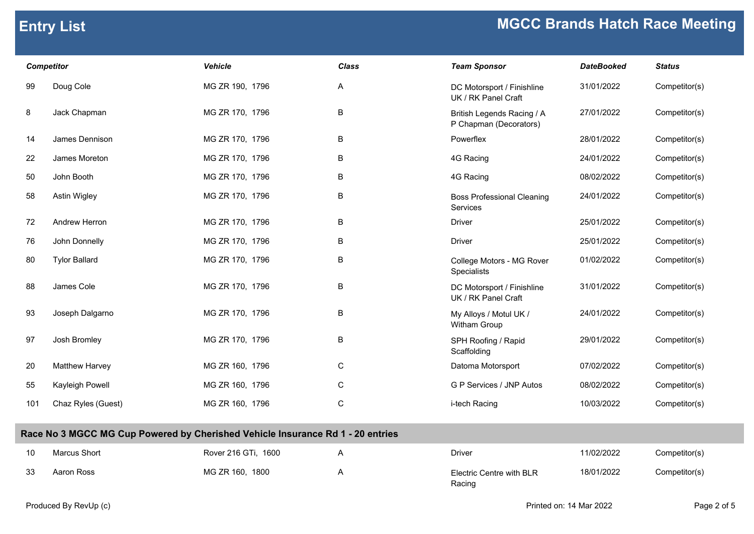# Entry List

## MGCC Brands Hatch Race Meeting

| Competitor | | Vehicle | Class | Team Sponsor | DateBooked | Status |
|---|---|---|---|---|---|---|
| 99 | Doug Cole | MG ZR 190, 1796 | A | DC Motorsport / Finishline UK / RK Panel Craft | 31/01/2022 | Competitor(s) |
| 8 | Jack Chapman | MG ZR 170, 1796 | B | British Legends Racing / A P Chapman (Decorators) | 27/01/2022 | Competitor(s) |
| 14 | James Dennison | MG ZR 170, 1796 | B | Powerflex | 28/01/2022 | Competitor(s) |
| 22 | James Moreton | MG ZR 170, 1796 | B | 4G Racing | 24/01/2022 | Competitor(s) |
| 50 | John Booth | MG ZR 170, 1796 | B | 4G Racing | 08/02/2022 | Competitor(s) |
| 58 | Astin Wigley | MG ZR 170, 1796 | B | Boss Professional Cleaning Services | 24/01/2022 | Competitor(s) |
| 72 | Andrew Herron | MG ZR 170, 1796 | B | Driver | 25/01/2022 | Competitor(s) |
| 76 | John Donnelly | MG ZR 170, 1796 | B | Driver | 25/01/2022 | Competitor(s) |
| 80 | Tylor Ballard | MG ZR 170, 1796 | B | College Motors - MG Rover Specialists | 01/02/2022 | Competitor(s) |
| 88 | James Cole | MG ZR 170, 1796 | B | DC Motorsport / Finishline UK / RK Panel Craft | 31/01/2022 | Competitor(s) |
| 93 | Joseph Dalgarno | MG ZR 170, 1796 | B | My Alloys / Motul UK / Witham Group | 24/01/2022 | Competitor(s) |
| 97 | Josh Bromley | MG ZR 170, 1796 | B | SPH Roofing / Rapid Scaffolding | 29/01/2022 | Competitor(s) |
| 20 | Matthew Harvey | MG ZR 160, 1796 | C | Datoma Motorsport | 07/02/2022 | Competitor(s) |
| 55 | Kayleigh Powell | MG ZR 160, 1796 | C | G P Services / JNP Autos | 08/02/2022 | Competitor(s) |
| 101 | Chaz Ryles (Guest) | MG ZR 160, 1796 | C | i-tech Racing | 10/03/2022 | Competitor(s) |

### Race No 3 MGCC MG Cup Powered by Cherished Vehicle Insurance Rd 1 - 20 entries

| Competitor | | Vehicle | Class | Team Sponsor | DateBooked | Status |
|---|---|---|---|---|---|---|
| 10 | Marcus Short | Rover 216 GTi, 1600 | A | Driver | 11/02/2022 | Competitor(s) |
| 33 | Aaron Ross | MG ZR 160, 1800 | A | Electric Centre with BLR Racing | 18/01/2022 | Competitor(s) |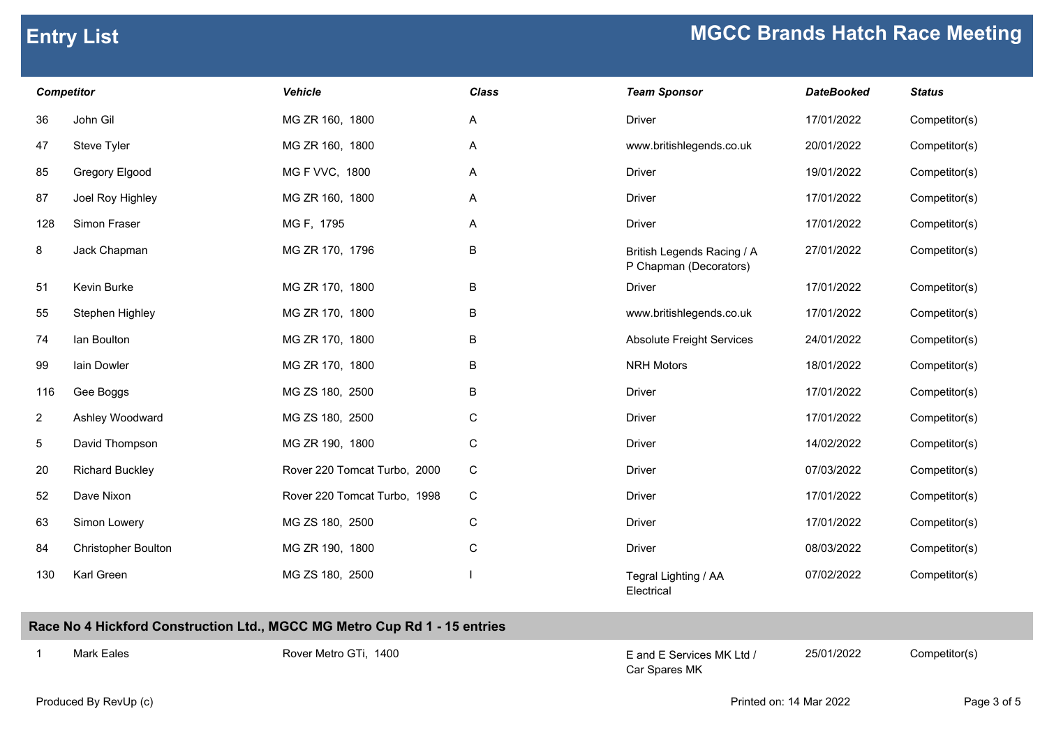# Entry List

## MGCC Brands Hatch Race Meeting

| Competitor | | Vehicle | Class | Team Sponsor | DateBooked | Status |
|---|---|---|---|---|---|---|
| 36 | John Gil | MG ZR 160, 1800 | A | Driver | 17/01/2022 | Competitor(s) |
| 47 | Steve Tyler | MG ZR 160, 1800 | A | www.britishlegends.co.uk | 20/01/2022 | Competitor(s) |
| 85 | Gregory Elgood | MG F VVC, 1800 | A | Driver | 19/01/2022 | Competitor(s) |
| 87 | Joel Roy Highley | MG ZR 160, 1800 | A | Driver | 17/01/2022 | Competitor(s) |
| 128 | Simon Fraser | MG F, 1795 | A | Driver | 17/01/2022 | Competitor(s) |
| 8 | Jack Chapman | MG ZR 170, 1796 | B | British Legends Racing / A P Chapman (Decorators) | 27/01/2022 | Competitor(s) |
| 51 | Kevin Burke | MG ZR 170, 1800 | B | Driver | 17/01/2022 | Competitor(s) |
| 55 | Stephen Highley | MG ZR 170, 1800 | B | www.britishlegends.co.uk | 17/01/2022 | Competitor(s) |
| 74 | Ian Boulton | MG ZR 170, 1800 | B | Absolute Freight Services | 24/01/2022 | Competitor(s) |
| 99 | Iain Dowler | MG ZR 170, 1800 | B | NRH Motors | 18/01/2022 | Competitor(s) |
| 116 | Gee Boggs | MG ZS 180, 2500 | B | Driver | 17/01/2022 | Competitor(s) |
| 2 | Ashley Woodward | MG ZS 180, 2500 | C | Driver | 17/01/2022 | Competitor(s) |
| 5 | David Thompson | MG ZR 190, 1800 | C | Driver | 14/02/2022 | Competitor(s) |
| 20 | Richard Buckley | Rover 220 Tomcat Turbo, 2000 | C | Driver | 07/03/2022 | Competitor(s) |
| 52 | Dave Nixon | Rover 220 Tomcat Turbo, 1998 | C | Driver | 17/01/2022 | Competitor(s) |
| 63 | Simon Lowery | MG ZS 180, 2500 | C | Driver | 17/01/2022 | Competitor(s) |
| 84 | Christopher Boulton | MG ZR 190, 1800 | C | Driver | 08/03/2022 | Competitor(s) |
| 130 | Karl Green | MG ZS 180, 2500 | I | Tegral Lighting / AA Electrical | 07/02/2022 | Competitor(s) |

**Race No 4 Hickford Construction Ltd., MGCC MG Metro Cup Rd 1 - 15 entries**

| Competitor | | Vehicle | Class | Team Sponsor | DateBooked | Status |
|---|---|---|---|---|---|---|
| 1 | Mark Eales | Rover Metro GTi, 1400 | | E and E Services MK Ltd / Car Spares MK | 25/01/2022 | Competitor(s) |

Produced By RevUp (c) Printed on: 14 Mar 2022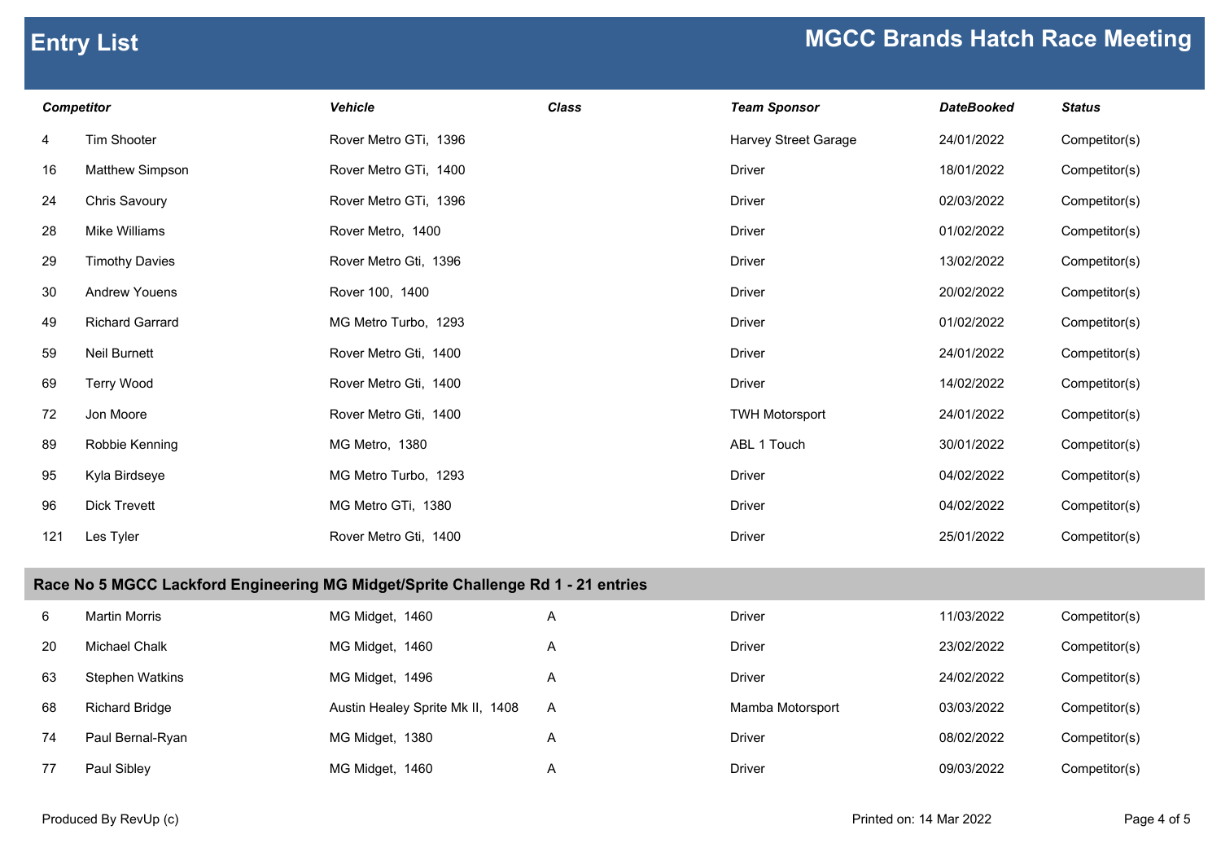## Entry List

## MGCC Brands Hatch Race Meeting

| Competitor | | Vehicle | Class | Team Sponsor | DateBooked | Status |
|---|---|---|---|---|---|---|
| 4 | Tim Shooter | Rover Metro GTi, 1396 | | Harvey Street Garage | 24/01/2022 | Competitor(s) |
| 16 | Matthew Simpson | Rover Metro GTi, 1400 | | Driver | 18/01/2022 | Competitor(s) |
| 24 | Chris Savoury | Rover Metro GTi, 1396 | | Driver | 02/03/2022 | Competitor(s) |
| 28 | Mike Williams | Rover Metro, 1400 | | Driver | 01/02/2022 | Competitor(s) |
| 29 | Timothy Davies | Rover Metro Gti, 1396 | | Driver | 13/02/2022 | Competitor(s) |
| 30 | Andrew Youens | Rover 100, 1400 | | Driver | 20/02/2022 | Competitor(s) |
| 49 | Richard Garrard | MG Metro Turbo, 1293 | | Driver | 01/02/2022 | Competitor(s) |
| 59 | Neil Burnett | Rover Metro Gti, 1400 | | Driver | 24/01/2022 | Competitor(s) |
| 69 | Terry Wood | Rover Metro Gti, 1400 | | Driver | 14/02/2022 | Competitor(s) |
| 72 | Jon Moore | Rover Metro Gti, 1400 | | TWH Motorsport | 24/01/2022 | Competitor(s) |
| 89 | Robbie Kenning | MG Metro, 1380 | | ABL 1 Touch | 30/01/2022 | Competitor(s) |
| 95 | Kyla Birdseye | MG Metro Turbo, 1293 | | Driver | 04/02/2022 | Competitor(s) |
| 96 | Dick Trevett | MG Metro GTi, 1380 | | Driver | 04/02/2022 | Competitor(s) |
| 121 | Les Tyler | Rover Metro Gti, 1400 | | Driver | 25/01/2022 | Competitor(s) |

### Race No 5 MGCC Lackford Engineering MG Midget/Sprite Challenge Rd 1 - 21 entries

| Competitor | | Vehicle | Class | Team Sponsor | DateBooked | Status |
|---|---|---|---|---|---|---|
| 6 | Martin Morris | MG Midget, 1460 | A | Driver | 11/03/2022 | Competitor(s) |
| 20 | Michael Chalk | MG Midget, 1460 | A | Driver | 23/02/2022 | Competitor(s) |
| 63 | Stephen Watkins | MG Midget, 1496 | A | Driver | 24/02/2022 | Competitor(s) |
| 68 | Richard Bridge | Austin Healey Sprite Mk II, 1408 | A | Mamba Motorsport | 03/03/2022 | Competitor(s) |
| 74 | Paul Bernal-Ryan | MG Midget, 1380 | A | Driver | 08/02/2022 | Competitor(s) |
| 77 | Paul Sibley | MG Midget, 1460 | A | Driver | 09/03/2022 | Competitor(s) |

Produced By RevUp (c) Printed on: 14 Mar 2022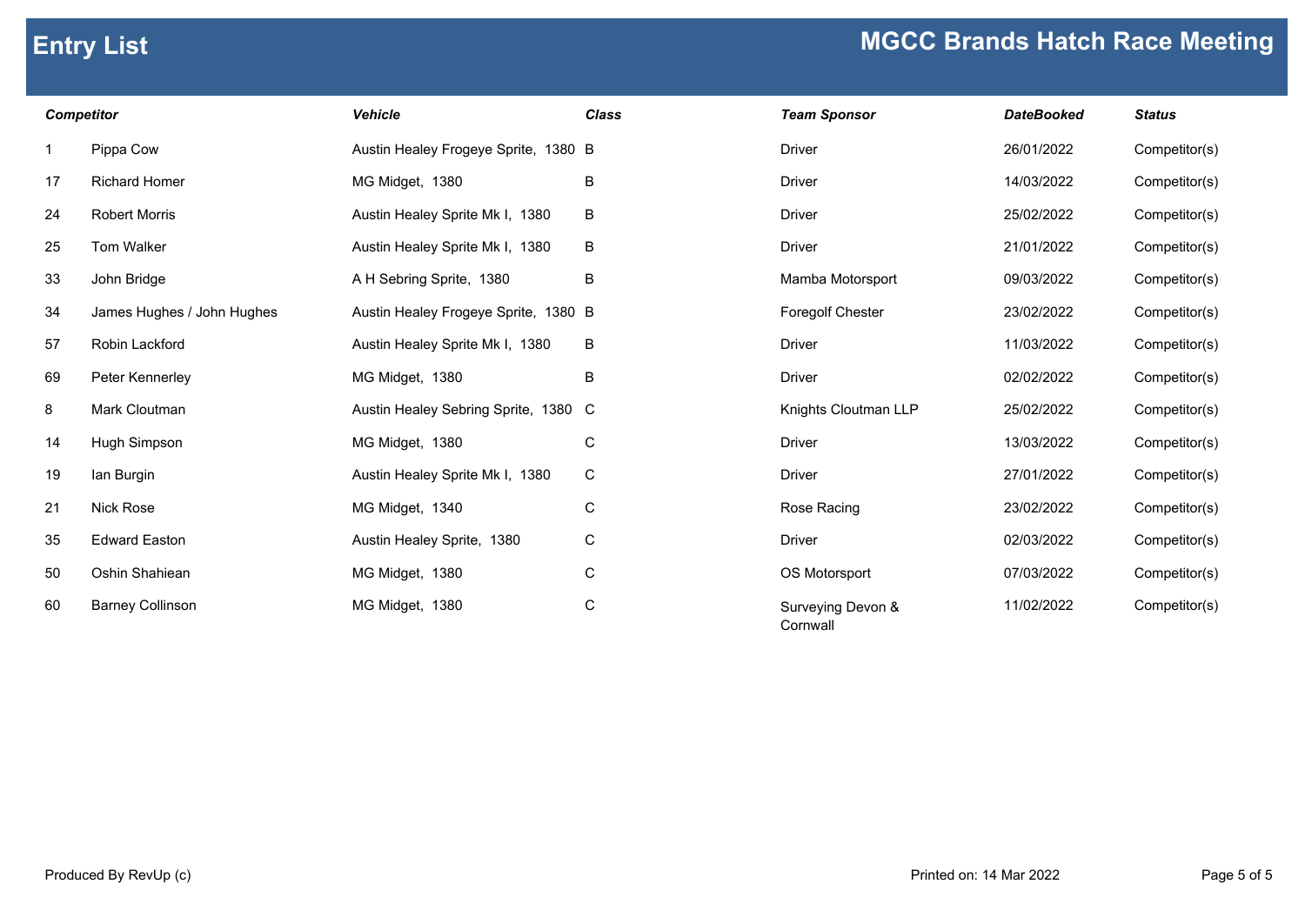# Entry List

## MGCC Brands Hatch Race Meeting

| Competitor | | Vehicle | Class | Team Sponsor | DateBooked | Status |
|---|---|---|---|---|---|---|
| 1 | Pippa Cow | Austin Healey Frogeye Sprite, 1380 | B | Driver | 26/01/2022 | Competitor(s) |
| 17 | Richard Homer | MG Midget, 1380 | B | Driver | 14/03/2022 | Competitor(s) |
| 24 | Robert Morris | Austin Healey Sprite Mk I, 1380 | B | Driver | 25/02/2022 | Competitor(s) |
| 25 | Tom Walker | Austin Healey Sprite Mk I, 1380 | B | Driver | 21/01/2022 | Competitor(s) |
| 33 | John Bridge | A H Sebring Sprite, 1380 | B | Mamba Motorsport | 09/03/2022 | Competitor(s) |
| 34 | James Hughes / John Hughes | Austin Healey Frogeye Sprite, 1380 | B | Foregolf Chester | 23/02/2022 | Competitor(s) |
| 57 | Robin Lackford | Austin Healey Sprite Mk I, 1380 | B | Driver | 11/03/2022 | Competitor(s) |
| 69 | Peter Kennerley | MG Midget, 1380 | B | Driver | 02/02/2022 | Competitor(s) |
| 8 | Mark Cloutman | Austin Healey Sebring Sprite, 1380 | C | Knights Cloutman LLP | 25/02/2022 | Competitor(s) |
| 14 | Hugh Simpson | MG Midget, 1380 | C | Driver | 13/03/2022 | Competitor(s) |
| 19 | Ian Burgin | Austin Healey Sprite Mk I, 1380 | C | Driver | 27/01/2022 | Competitor(s) |
| 21 | Nick Rose | MG Midget, 1340 | C | Rose Racing | 23/02/2022 | Competitor(s) |
| 35 | Edward Easton | Austin Healey Sprite, 1380 | C | Driver | 02/03/2022 | Competitor(s) |
| 50 | Oshin Shahiean | MG Midget, 1380 | C | OS Motorsport | 07/03/2022 | Competitor(s) |
| 60 | Barney Collinson | MG Midget, 1380 | C | Surveying Devon & Cornwall | 11/02/2022 | Competitor(s) |

Produced By RevUp (c)

Printed on: 14 Mar 2022